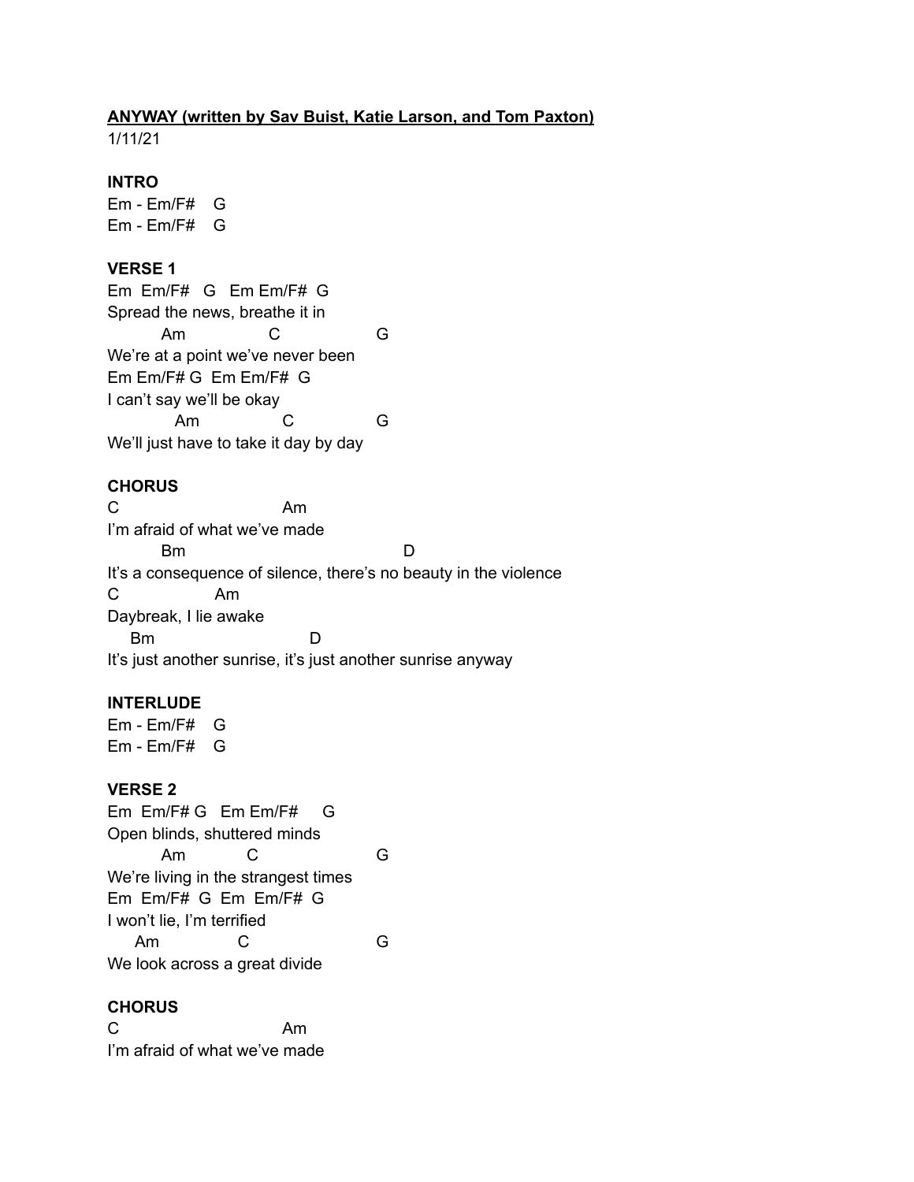**<u>ANYWAY (written by Sav Buist, Katie Larson, and Tom Paxton)</u>**

1/11/21

**INTRO**

```
Em - Em/F#    G
Em - Em/F#    G
```

**VERSE 1**

```
Em  Em/F#   G   Em Em/F#  G
Spread the news, breathe it in
          Am                C                    G
We're at a point we've never been
Em Em/F# G  Em Em/F#  G
I can't say we'll be okay
             Am                C                G
We'll just have to take it day by day
```

**CHORUS**

```
C                              Am
I'm afraid of what we've made
          Bm                                        D
It's a consequence of silence, there's no beauty in the violence
C                  Am
Daybreak, I lie awake
    Bm                           D
It's just another sunrise, it's just another sunrise anyway
```

**INTERLUDE**

```
Em - Em/F#    G
Em - Em/F#    G
```

**VERSE 2**

```
Em  Em/F# G   Em Em/F#     G
Open blinds, shuttered minds
          Am            C                      G
We're living in the strangest times
Em  Em/F#  G  Em  Em/F#  G
I won't lie, I'm terrified
     Am               C                         G
We look across a great divide
```

**CHORUS**

```
C                              Am
I'm afraid of what we've made
```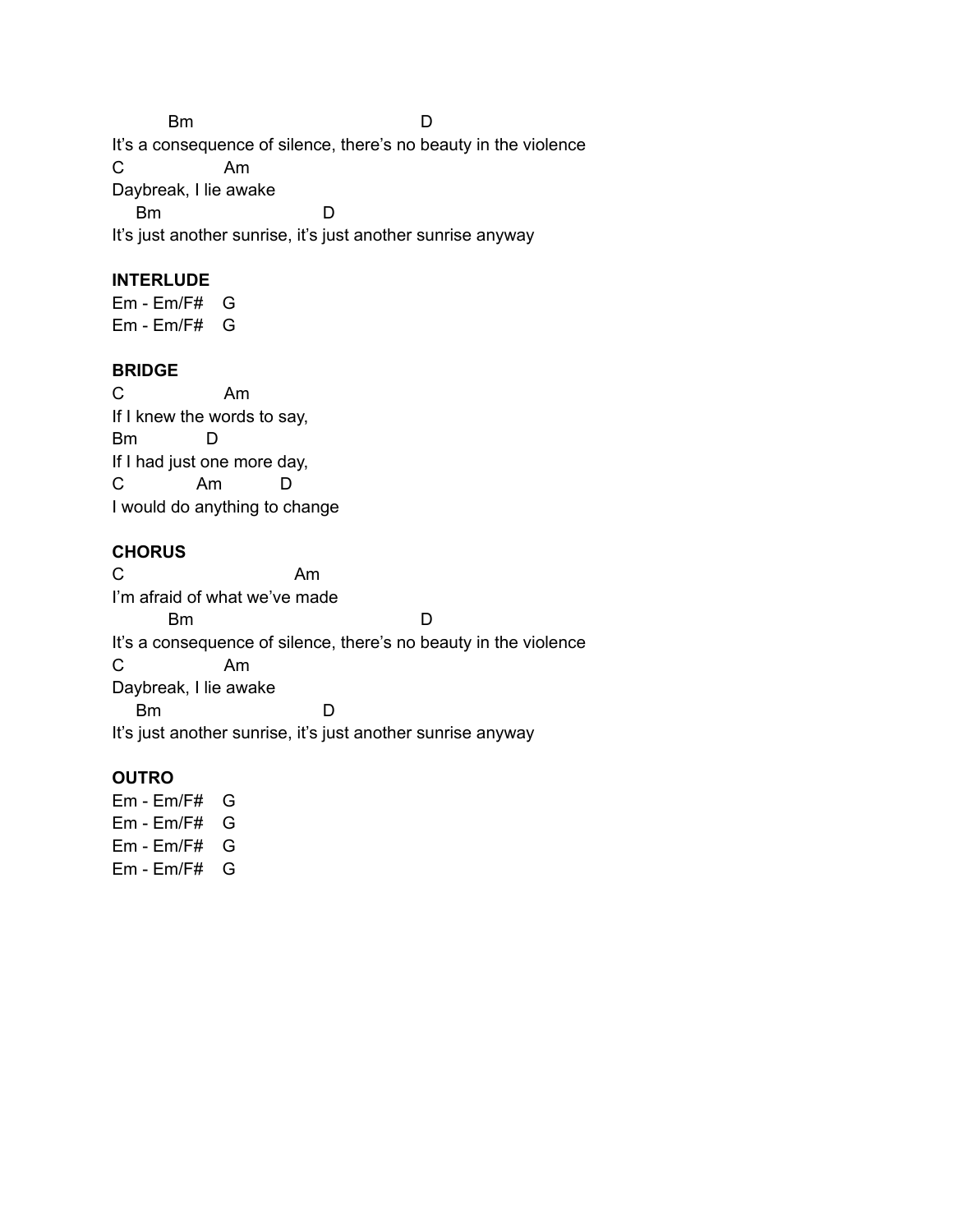```
          Bm                                   D
It's a consequence of silence, there's no beauty in the violence
C                 Am
Daybreak, I lie awake
    Bm                        D
It's just another sunrise, it's just another sunrise anyway
```

**INTERLUDE**

```
Em - Em/F#    G
Em - Em/F#    G
```

**BRIDGE**

```
C                 Am
If I knew the words to say,
Bm           D
If I had just one more day,
C            Am         D
I would do anything to change
```

**CHORUS**

```
C                          Am
I'm afraid of what we've made
          Bm                                   D
It's a consequence of silence, there's no beauty in the violence
C                 Am
Daybreak, I lie awake
    Bm                        D
It's just another sunrise, it's just another sunrise anyway
```

**OUTRO**

```
Em - Em/F#    G
Em - Em/F#    G
Em - Em/F#    G
Em - Em/F#    G
```